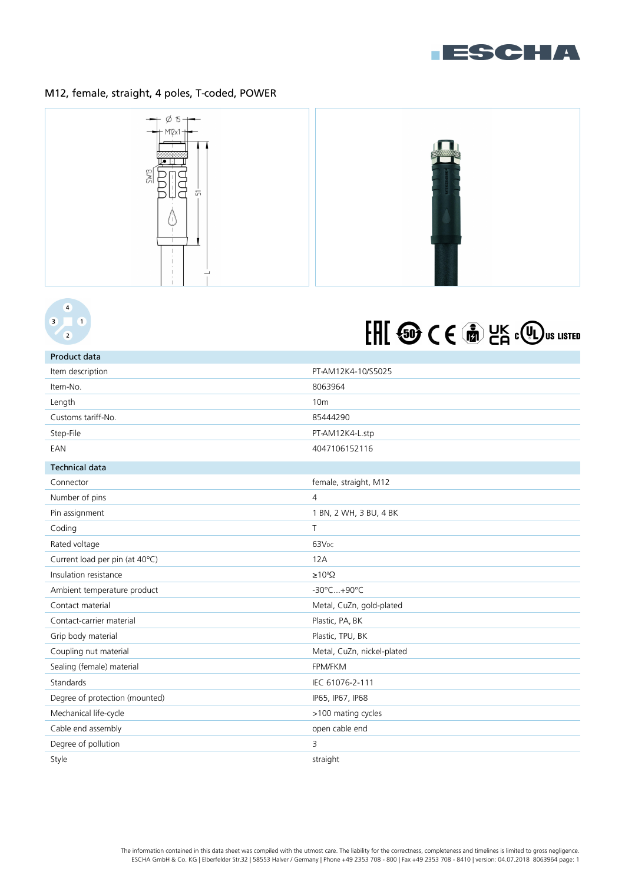# M12, female, straight, 4 poles, T-coded, POWER

| Product data | |
|---|---|
| Item description | PT-AM12K4-10/S5025 |
| Item-No. | 8063964 |
| Length | 10m |
| Customs tariff-No. | 85444290 |
| Step-File | PT-AM12K4-L.stp |
| EAN | 4047106152116 |

| Technical data | |
|---|---|
| Connector | female, straight, M12 |
| Number of pins | 4 |
| Pin assignment | 1 BN, 2 WH, 3 BU, 4 BK |
| Coding | T |
| Rated voltage | 63V$_{DC}$ |
| Current load per pin (at 40°C) | 12A |
| Insulation resistance | ≥$10^{9}$Ω |
| Ambient temperature product | -30°C...+90°C |
| Contact material | Metal, CuZn, gold-plated |
| Contact-carrier material | Plastic, PA, BK |
| Grip body material | Plastic, TPU, BK |
| Coupling nut material | Metal, CuZn, nickel-plated |
| Sealing (female) material | FPM/FKM |
| Standards | IEC 61076-2-111 |
| Degree of protection (mounted) | IP65, IP67, IP68 |
| Mechanical life-cycle | >100 mating cycles |
| Cable end assembly | open cable end |
| Degree of pollution | 3 |
| Style | straight |

The information contained in this data sheet was compiled with the utmost care. The liability for the correctness, completeness and timelines is limited to gross negligence.
ESCHA GmbH & Co. KG | Elberfelder Str.32 | 58553 Halver / Germany | Phone +49 2353 708 - 800 | Fax +49 2353 708 - 8410 | version: 04.07.2018 8063964 page: 1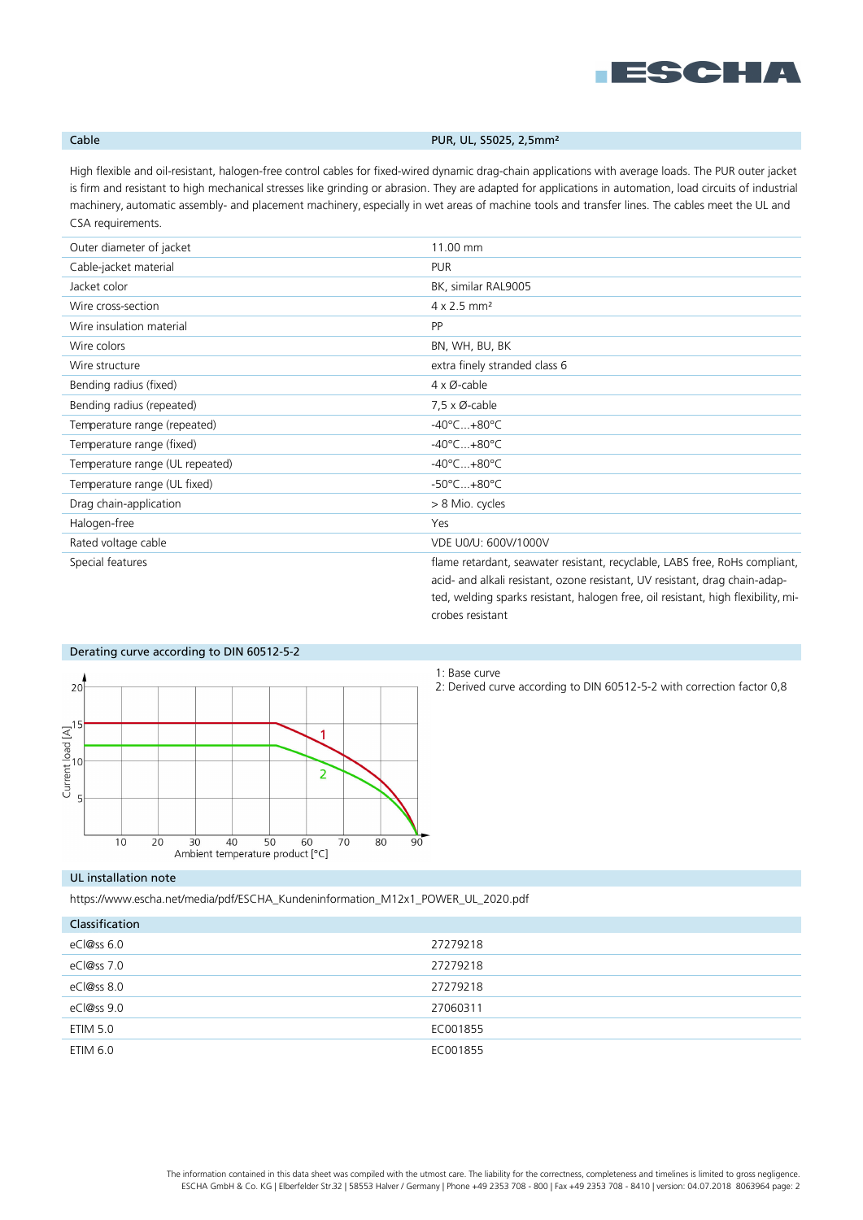## Cable

PUR, UL, S5025, 2,5mm²

High flexible and oil-resistant, halogen-free control cables for fixed-wired dynamic drag-chain applications with average loads. The PUR outer jacket is firm and resistant to high mechanical stresses like grinding or abrasion. They are adapted for applications in automation, load circuits of industrial machinery, automatic assembly- and placement machinery, especially in wet areas of machine tools and transfer lines. The cables meet the UL and CSA requirements.

| | |
|---|---|
| Outer diameter of jacket | 11.00 mm |
| Cable-jacket material | PUR |
| Jacket color | BK, similar RAL9005 |
| Wire cross-section | 4 x 2.5 mm² |
| Wire insulation material | PP |
| Wire colors | BN, WH, BU, BK |
| Wire structure | extra finely stranded class 6 |
| Bending radius (fixed) | 4 x Ø-cable |
| Bending radius (repeated) | 7,5 x Ø-cable |
| Temperature range (repeated) | -40°C...+80°C |
| Temperature range (fixed) | -40°C...+80°C |
| Temperature range (UL repeated) | -40°C...+80°C |
| Temperature range (UL fixed) | -50°C...+80°C |
| Drag chain-application | > 8 Mio. cycles |
| Halogen-free | Yes |
| Rated voltage cable | VDE U0/U: 600V/1000V |
| Special features | flame retardant, seawater resistant, recyclable, LABS free, RoHs compliant, acid- and alkali resistant, ozone resistant, UV resistant, drag chain-adapted, welding sparks resistant, halogen free, oil resistant, high flexibility, microbes resistant |

## Derating curve according to DIN 60512-5-2

1: Base curve

2: Derived curve according to DIN 60512-5-2 with correction factor 0,8

## UL installation note

https://www.escha.net/media/pdf/ESCHA_Kundeninformation_M12x1_POWER_UL_2020.pdf

## Classification

| | |
|---|---|
| eCl@ss 6.0 | 27279218 |
| eCl@ss 7.0 | 27279218 |
| eCl@ss 8.0 | 27279218 |
| eCl@ss 9.0 | 27060311 |
| ETIM 5.0 | EC001855 |
| ETIM 6.0 | EC001855 |

The information contained in this data sheet was compiled with the utmost care. The liability for the correctness, completeness and timelines is limited to gross negligence.
ESCHA GmbH & Co. KG | Elberfelder Str.32 | 58553 Halver / Germany | Phone +49 2353 708 - 800 | Fax +49 2353 708 - 8410 | version: 04.07.2018 8063964 page: 2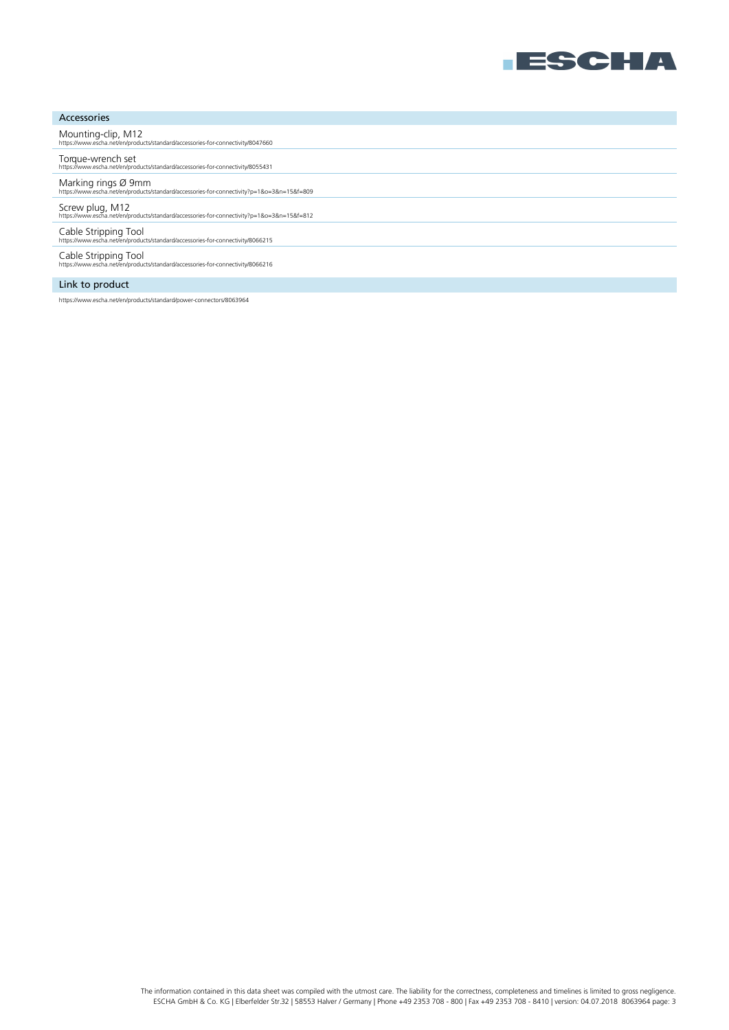## Accessories

Mounting-clip, M12
https://www.escha.net/en/products/standard/accessories-for-connectivity/8047660

Torque-wrench set
https://www.escha.net/en/products/standard/accessories-for-connectivity/8055431

Marking rings Ø 9mm
https://www.escha.net/en/products/standard/accessories-for-connectivity?p=1&o=3&n=15&f=809

Screw plug, M12
https://www.escha.net/en/products/standard/accessories-for-connectivity?p=1&o=3&n=15&f=812

Cable Stripping Tool
https://www.escha.net/en/products/standard/accessories-for-connectivity/8066215

Cable Stripping Tool
https://www.escha.net/en/products/standard/accessories-for-connectivity/8066216

## Link to product

https://www.escha.net/en/products/standard/power-connectors/8063964

The information contained in this data sheet was compiled with the utmost care. The liability for the correctness, completeness and timelines is limited to gross negligence.
ESCHA GmbH & Co. KG | Elberfelder Str.32 | 58553 Halver / Germany | Phone +49 2353 708 - 800 | Fax +49 2353 708 - 8410 | version: 04.07.2018 8063964